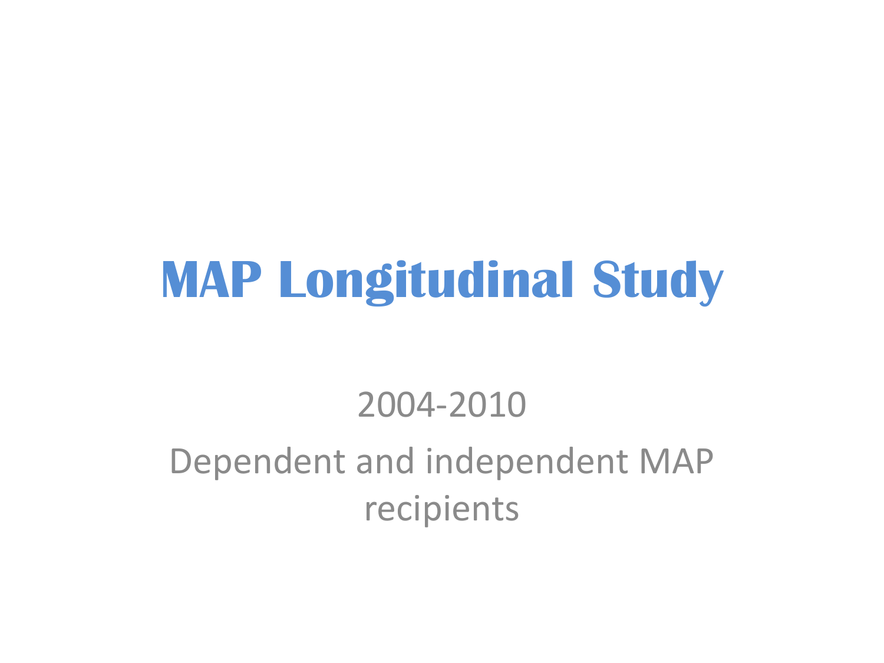# MAP Longitudinal Study

2004-2010

Dependent and independent MAP recipients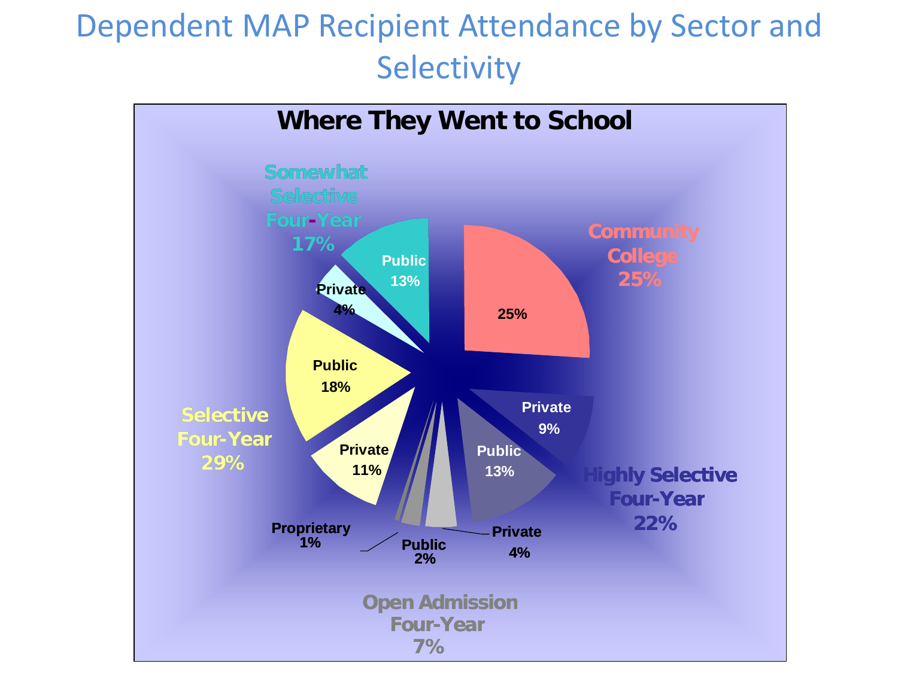# Dependent MAP Recipient Attendance by Sector and Selectivity

**Where They Went to School**

| Category | Sector | Percent |
|---|---|---|
| Community College (25%) | | 25% |
| Highly Selective Four-Year (22%) | Private | 9% |
| | Public | 13% |
| Open Admission Four-Year (7%) | Private | 4% |
| | Public | 2% |
| | Proprietary | 1% |
| Selective Four-Year (29%) | Private | 11% |
| | Public | 18% |
| Somewhat Selective Four-Year (17%) | Private | 4% |
| | Public | 13% |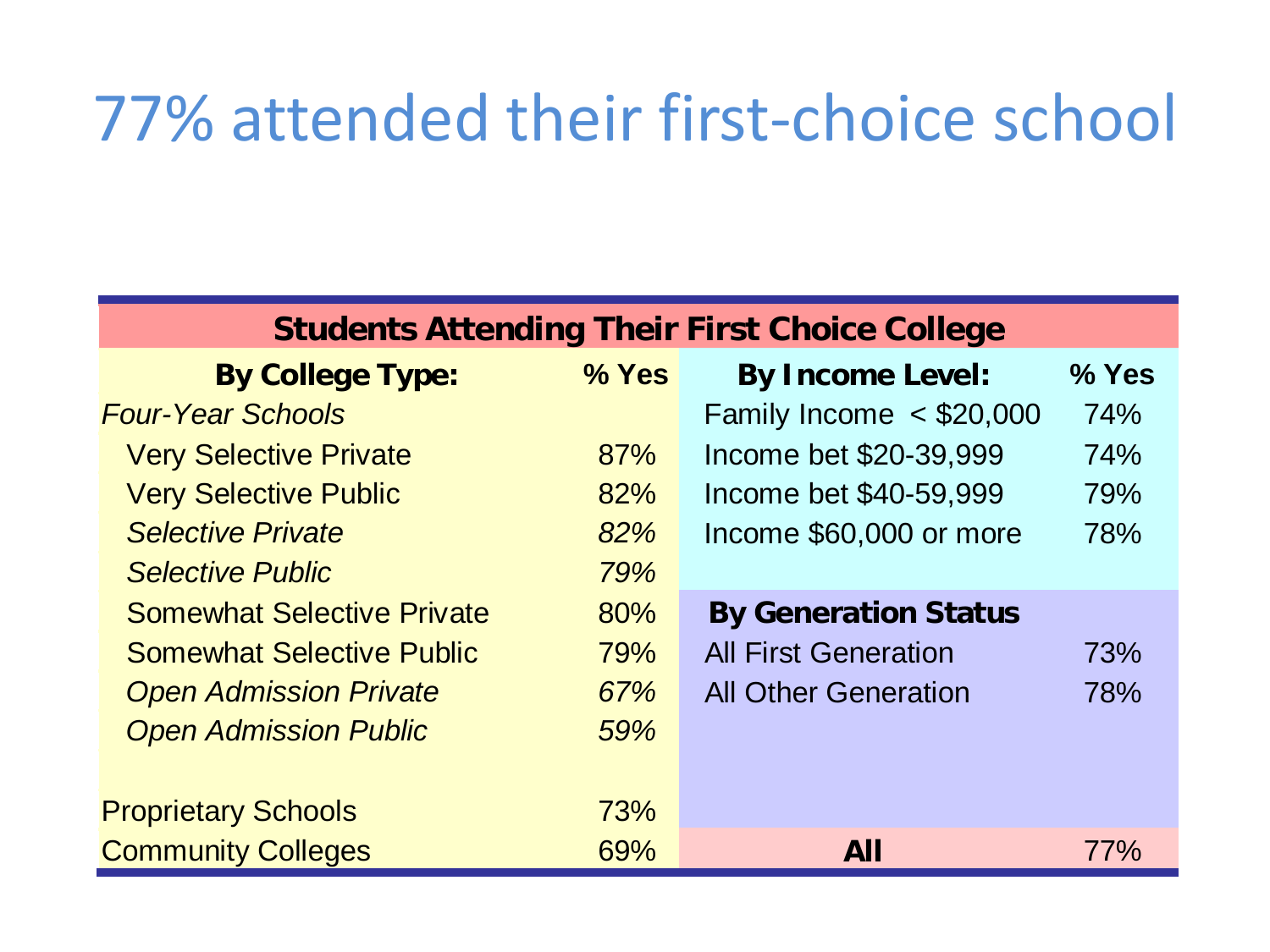# 77% attended their first-choice school

| Students Attending Their First Choice College | | | |
|---|---|---|---|
| **By College Type:** | **% Yes** | **By Income Level:** | **% Yes** |
| *Four-Year Schools* | | Family Income < $20,000 | 74% |
| Very Selective Private | 87% | Income bet $20-39,999 | 74% |
| Very Selective Public | 82% | Income bet $40-59,999 | 79% |
| *Selective Private* | *82%* | Income $60,000 or more | 78% |
| *Selective Public* | *79%* | | |
| Somewhat Selective Private | 80% | **By Generation Status** | |
| Somewhat Selective Public | 79% | All First Generation | 73% |
| *Open Admission Private* | *67%* | All Other Generation | 78% |
| *Open Admission Public* | *59%* | | |
| | | | |
| Proprietary Schools | 73% | | |
| Community Colleges | 69% | **All** | 77% |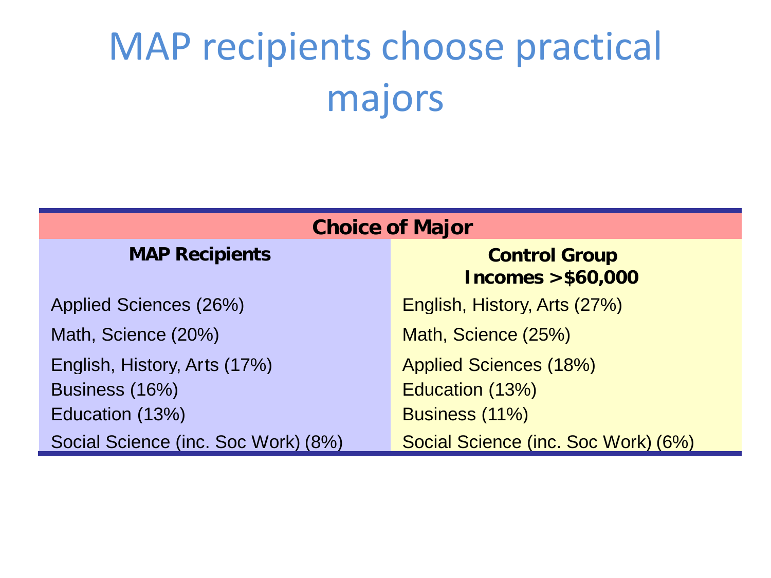# MAP recipients choose practical majors

| Choice of Major | |
|---|---|
| **MAP Recipients** | **Control Group Incomes >$60,000** |
| Applied Sciences (26%) | English, History, Arts (27%) |
| Math, Science (20%) | Math, Science (25%) |
| English, History, Arts (17%) | Applied Sciences (18%) |
| Business (16%) | Education (13%) |
| Education (13%) | Business (11%) |
| Social Science (inc. Soc Work) (8%) | Social Science (inc. Soc Work) (6%) |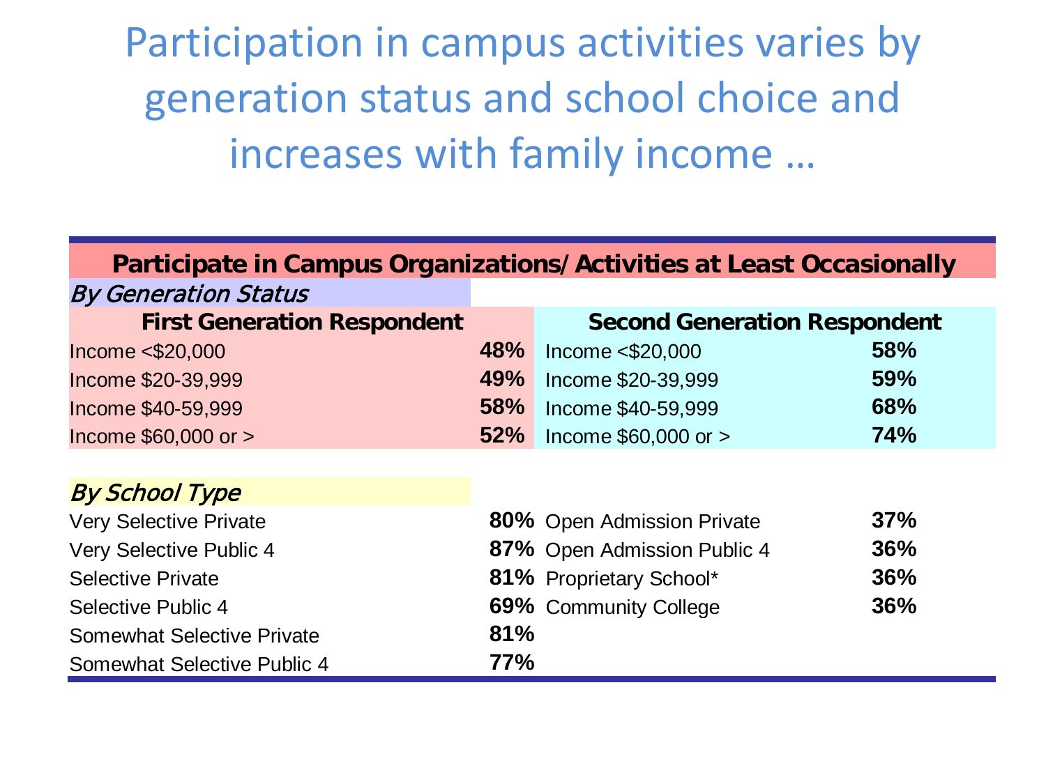# Participation in campus activities varies by generation status and school choice and increases with family income …

| **Participate in Campus Organizations/ Activities at Least Occasionally** | | | |
|---|---|---|---|
| *By Generation Status* | | | |
| **First Generation Respondent** | | **Second Generation Respondent** | |
| Income <$20,000 | **48%** | Income <$20,000 | **58%** |
| Income $20-39,999 | **49%** | Income $20-39,999 | **59%** |
| Income $40-59,999 | **58%** | Income $40-59,999 | **68%** |
| Income $60,000 or > | **52%** | Income $60,000 or > | **74%** |
| *By School Type* | | | |
| Very Selective Private | **80%** | Open Admission Private | **37%** |
| Very Selective Public 4 | **87%** | Open Admission Public 4 | **36%** |
| Selective Private | **81%** | Proprietary School* | **36%** |
| Selective Public 4 | **69%** | Community College | **36%** |
| Somewhat Selective Private | **81%** | | |
| Somewhat Selective Public 4 | **77%** | | |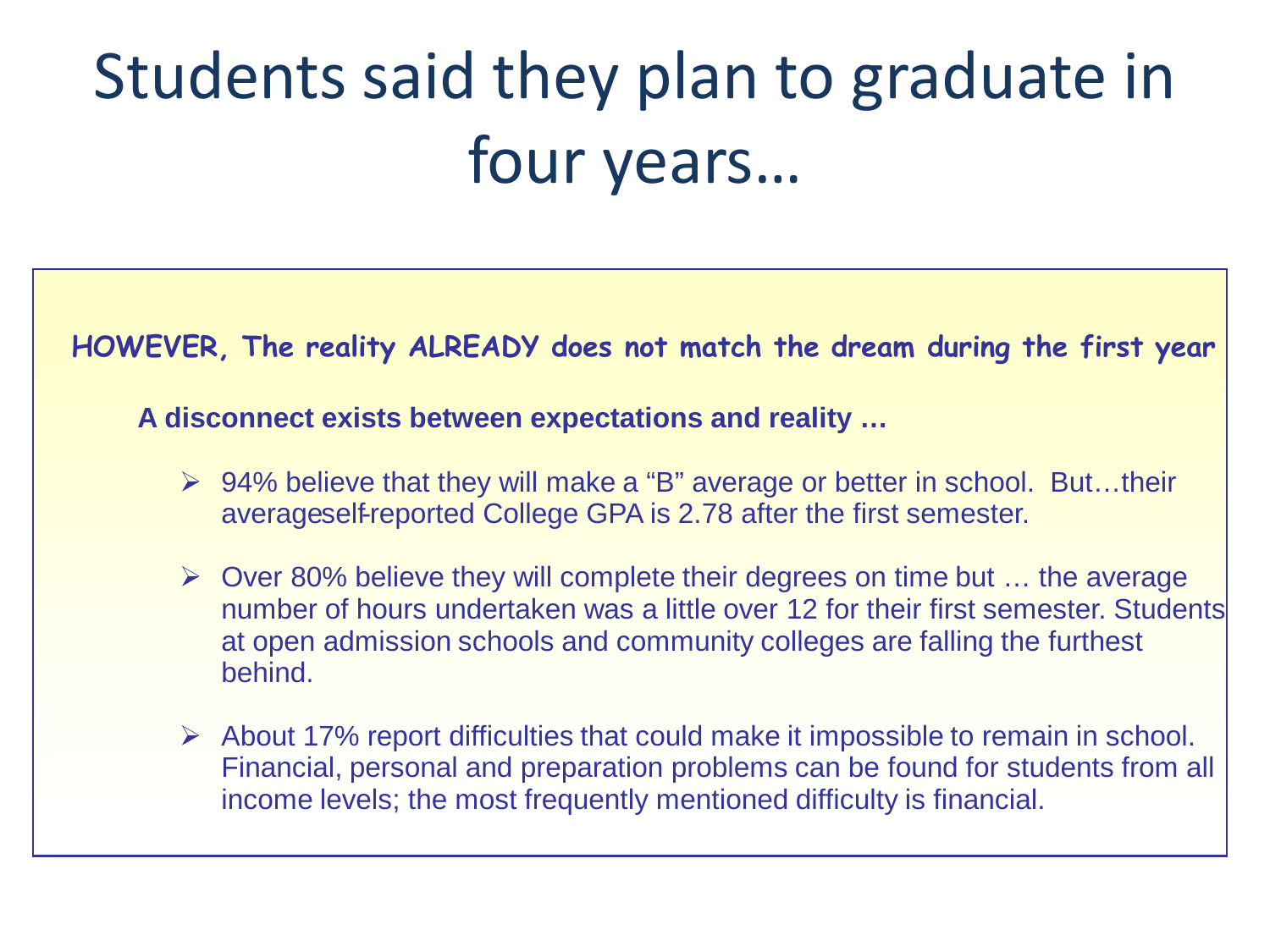# Students said they plan to graduate in four years…

**HOWEVER, The reality ALREADY does not match the dream during the first year**

**A disconnect exists between expectations and reality …**

- 94% believe that they will make a "B" average or better in school. But…their average self-reported College GPA is 2.78 after the first semester.
- Over 80% believe they will complete their degrees on time but … the average number of hours undertaken was a little over 12 for their first semester. Students at open admission schools and community colleges are falling the furthest behind.
- About 17% report difficulties that could make it impossible to remain in school. Financial, personal and preparation problems can be found for students from all income levels; the most frequently mentioned difficulty is financial.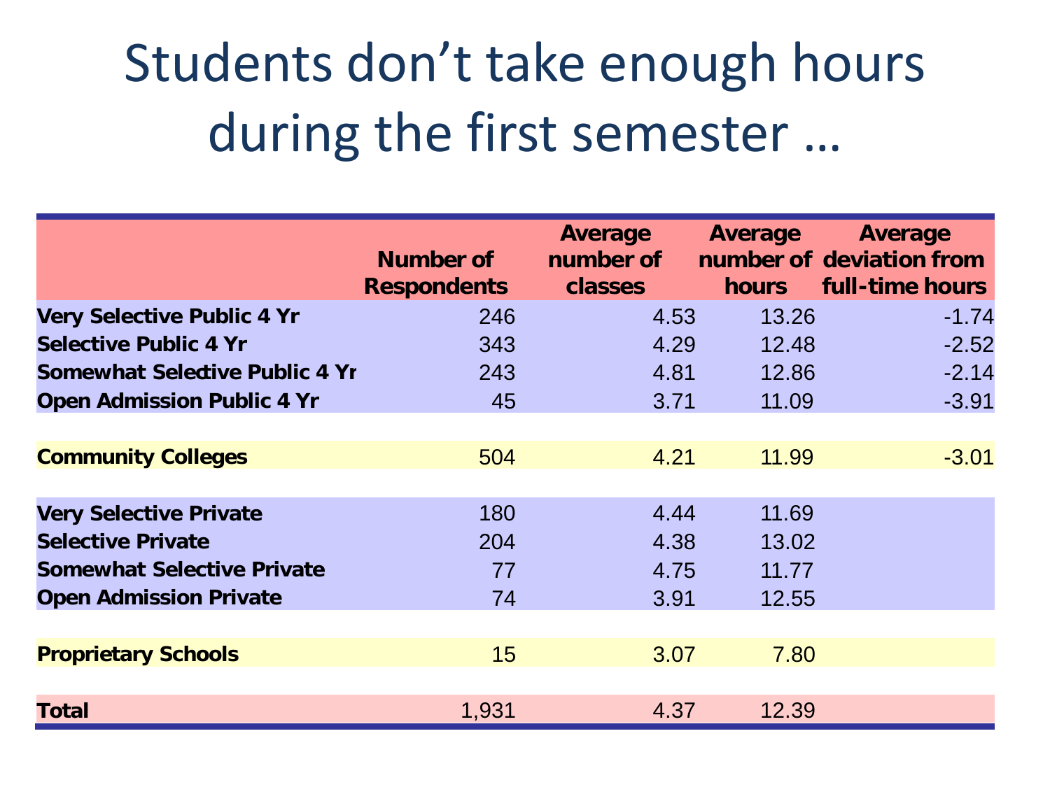# Students don't take enough hours during the first semester …

| | Number of Respondents | Average number of classes | Average number of hours | Average deviation from full-time hours |
|---|---|---|---|---|
| **Very Selective Public 4 Yr** | 246 | 4.53 | 13.26 | -1.74 |
| **Selective Public 4 Yr** | 343 | 4.29 | 12.48 | -2.52 |
| **Somewhat Selective Public 4 Yr** | 243 | 4.81 | 12.86 | -2.14 |
| **Open Admission Public 4 Yr** | 45 | 3.71 | 11.09 | -3.91 |
| | | | | |
| **Community Colleges** | 504 | 4.21 | 11.99 | -3.01 |
| | | | | |
| **Very Selective Private** | 180 | 4.44 | 11.69 | |
| **Selective Private** | 204 | 4.38 | 13.02 | |
| **Somewhat Selective Private** | 77 | 4.75 | 11.77 | |
| **Open Admission Private** | 74 | 3.91 | 12.55 | |
| | | | | |
| **Proprietary Schools** | 15 | 3.07 | 7.80 | |
| | | | | |
| **Total** | 1,931 | 4.37 | 12.39 | |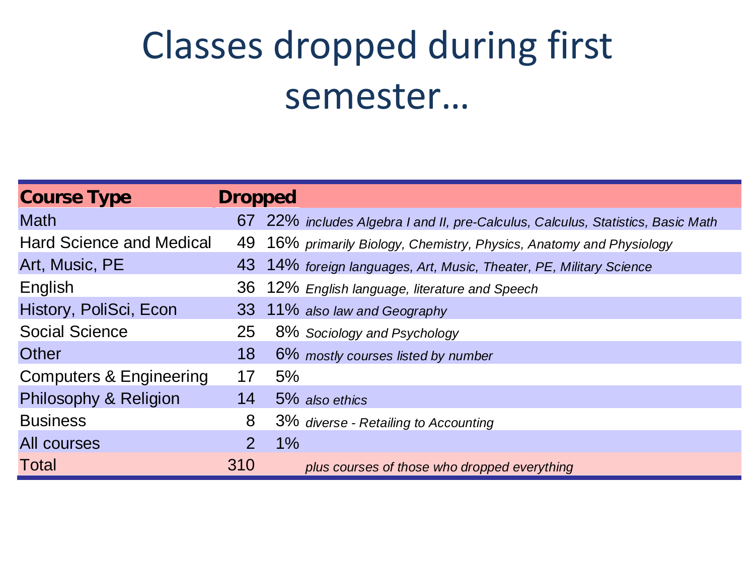# Classes dropped during first semester…

| Course Type | Dropped | | |
|---|---|---|---|
| Math | 67 | 22% | *includes Algebra I and II, pre-Calculus, Calculus, Statistics, Basic Math* |
| Hard Science and Medical | 49 | 16% | *primarily Biology, Chemistry, Physics, Anatomy and Physiology* |
| Art, Music, PE | 43 | 14% | *foreign languages, Art, Music, Theater, PE, Military Science* |
| English | 36 | 12% | *English language, literature and Speech* |
| History, PoliSci, Econ | 33 | 11% | *also law and Geography* |
| Social Science | 25 | 8% | *Sociology and Psychology* |
| Other | 18 | 6% | *mostly courses listed by number* |
| Computers & Engineering | 17 | 5% | |
| Philosophy & Religion | 14 | 5% | *also ethics* |
| Business | 8 | 3% | *diverse - Retailing to Accounting* |
| All courses | 2 | 1% | |
| Total | 310 | | *plus courses of those who dropped everything* |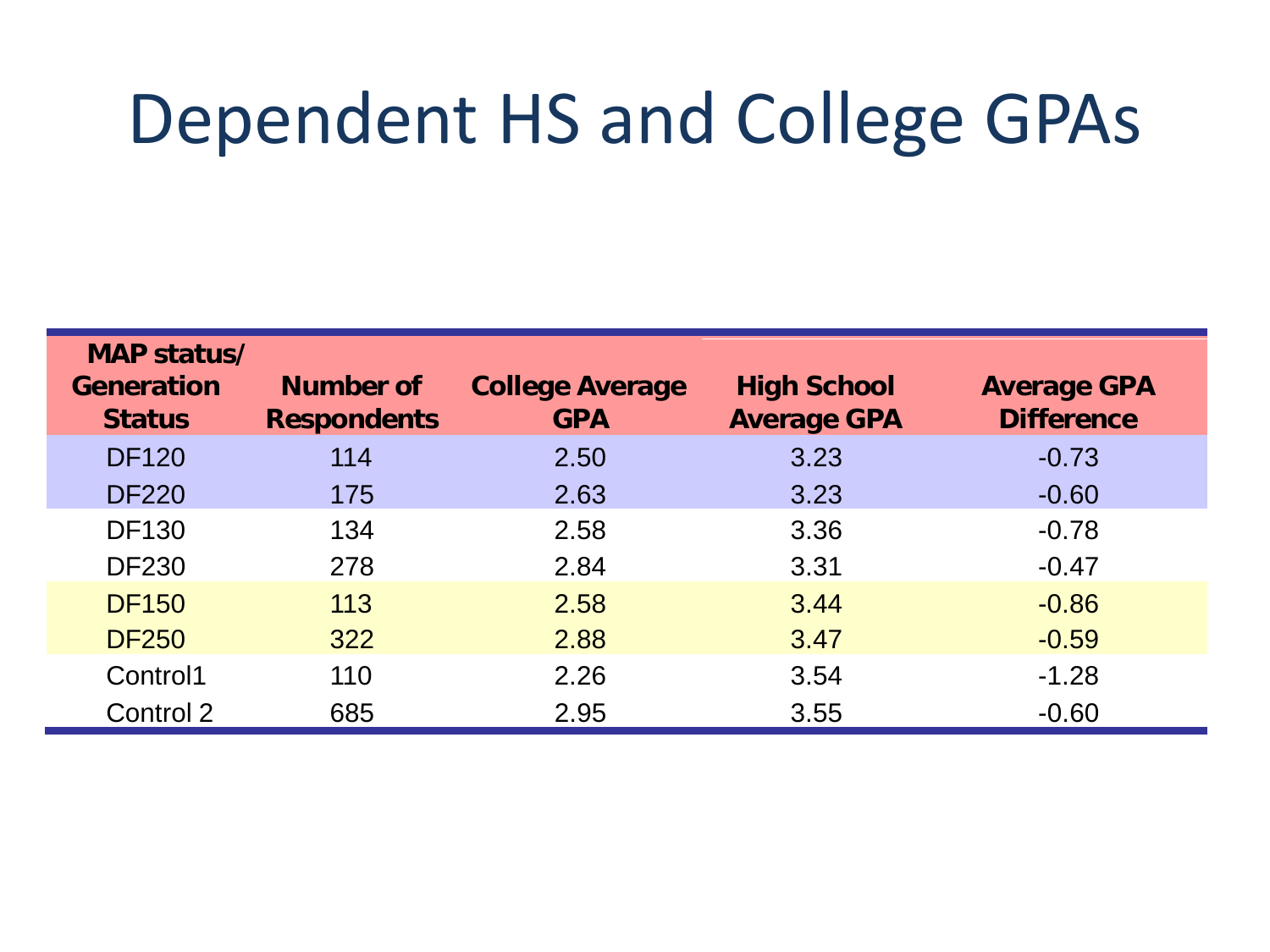# Dependent HS and College GPAs

| MAP status/ Generation Status | Number of Respondents | College Average GPA | High School Average GPA | Average GPA Difference |
|---|---|---|---|---|
| DF120 | 114 | 2.50 | 3.23 | -0.73 |
| DF220 | 175 | 2.63 | 3.23 | -0.60 |
| DF130 | 134 | 2.58 | 3.36 | -0.78 |
| DF230 | 278 | 2.84 | 3.31 | -0.47 |
| DF150 | 113 | 2.58 | 3.44 | -0.86 |
| DF250 | 322 | 2.88 | 3.47 | -0.59 |
| Control1 | 110 | 2.26 | 3.54 | -1.28 |
| Control 2 | 685 | 2.95 | 3.55 | -0.60 |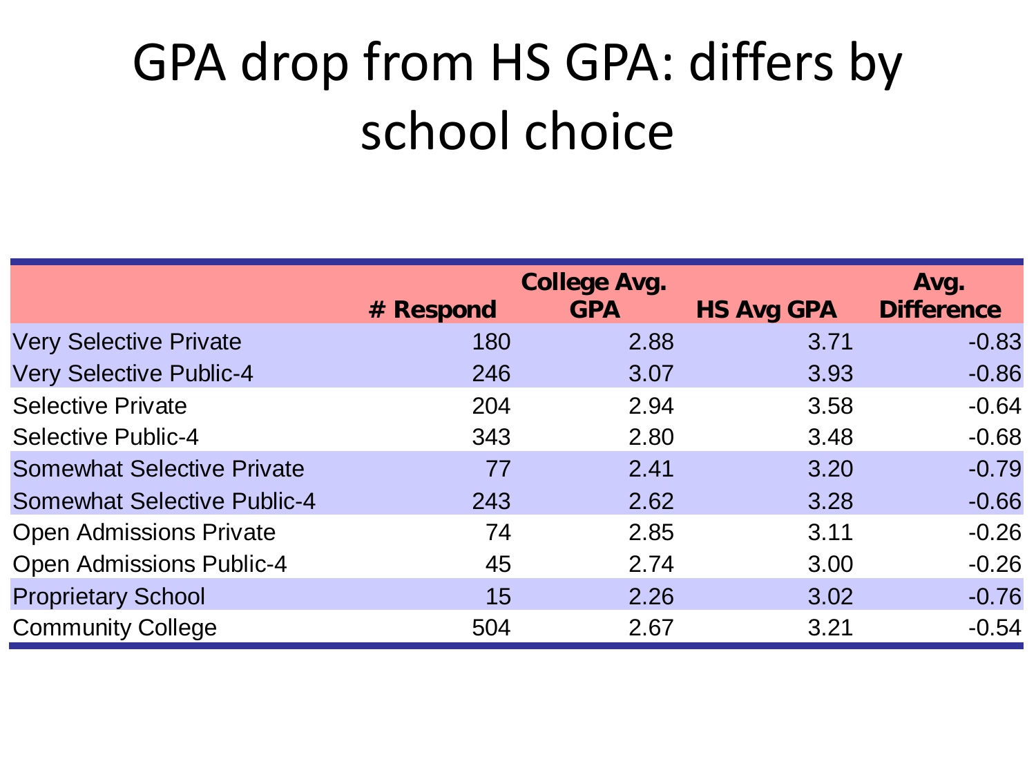# GPA drop from HS GPA: differs by school choice

| | # Respond | College Avg. GPA | HS Avg GPA | Avg. Difference |
|---|---|---|---|---|
| Very Selective Private | 180 | 2.88 | 3.71 | -0.83 |
| Very Selective Public-4 | 246 | 3.07 | 3.93 | -0.86 |
| Selective Private | 204 | 2.94 | 3.58 | -0.64 |
| Selective Public-4 | 343 | 2.80 | 3.48 | -0.68 |
| Somewhat Selective Private | 77 | 2.41 | 3.20 | -0.79 |
| Somewhat Selective Public-4 | 243 | 2.62 | 3.28 | -0.66 |
| Open Admissions Private | 74 | 2.85 | 3.11 | -0.26 |
| Open Admissions Public-4 | 45 | 2.74 | 3.00 | -0.26 |
| Proprietary School | 15 | 2.26 | 3.02 | -0.76 |
| Community College | 504 | 2.67 | 3.21 | -0.54 |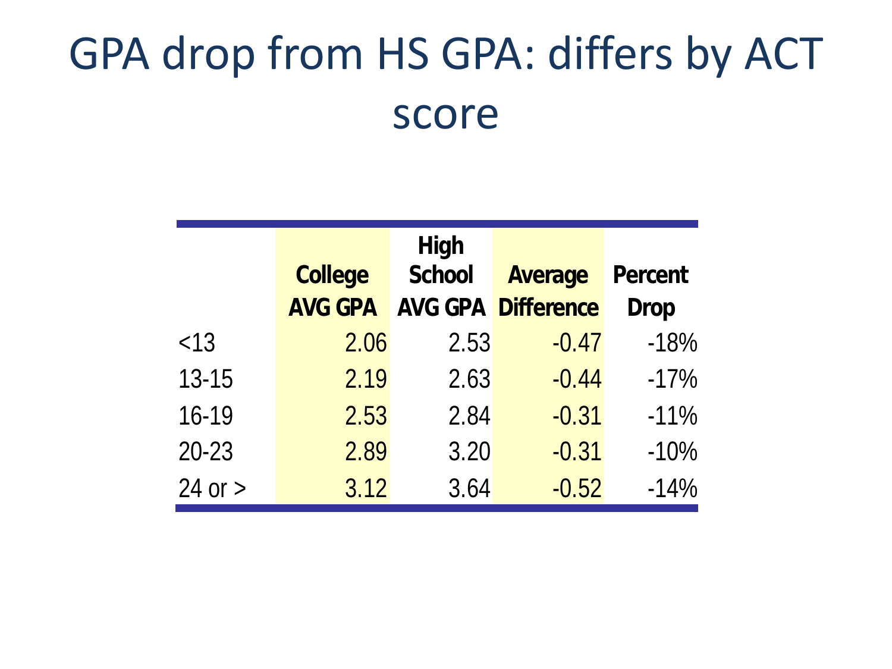# GPA drop from HS GPA: differs by ACT score

| | College AVG GPA | High School AVG GPA | Average Difference | Percent Drop |
|---|---|---|---|---|
| <13 | 2.06 | 2.53 | -0.47 | -18% |
| 13-15 | 2.19 | 2.63 | -0.44 | -17% |
| 16-19 | 2.53 | 2.84 | -0.31 | -11% |
| 20-23 | 2.89 | 3.20 | -0.31 | -10% |
| 24 or > | 3.12 | 3.64 | -0.52 | -14% |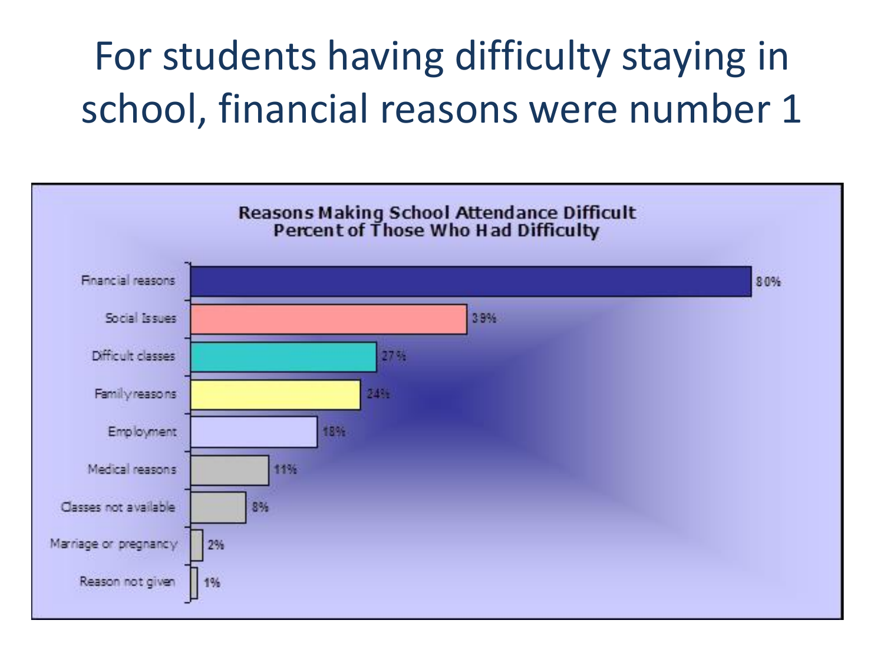# For students having difficulty staying in school, financial reasons were number 1

**Reasons Making School Attendance Difficult**
**Percent of Those Who Had Difficulty**

| Reason | Percent |
| --- | --- |
| Financial reasons | 80% |
| Social Issues | 39% |
| Difficult classes | 27% |
| Family reasons | 24% |
| Employment | 18% |
| Medical reasons | 11% |
| Classes not available | 8% |
| Marriage or pregnancy | 2% |
| Reason not given | 1% |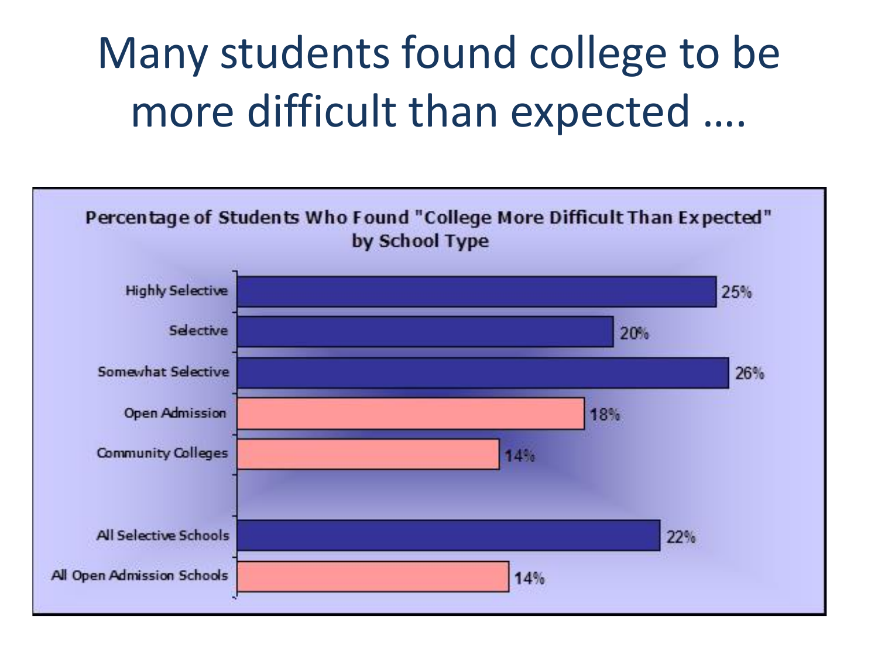# Many students found college to be more difficult than expected ....

**Percentage of Students Who Found "College More Difficult Than Expected" by School Type**

| School Type | Percentage |
| --- | --- |
| Highly Selective | 25% |
| Selective | 20% |
| Somewhat Selective | 26% |
| Open Admission | 18% |
| Community Colleges | 14% |
| All Selective Schools | 22% |
| All Open Admission Schools | 14% |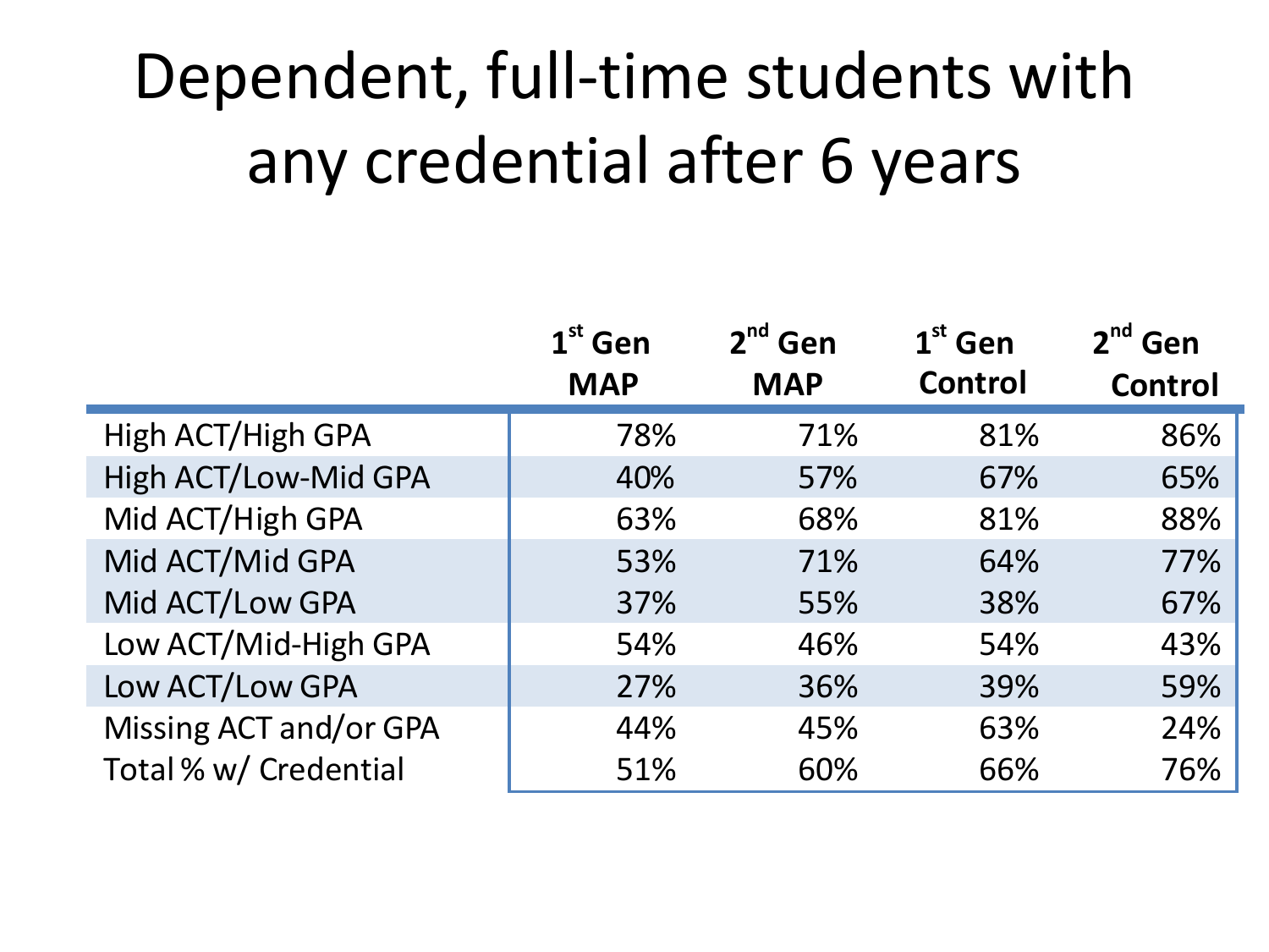# Dependent, full-time students with any credential after 6 years

| | 1st Gen MAP | 2nd Gen MAP | 1st Gen Control | 2nd Gen Control |
|---|---|---|---|---|
| High ACT/High GPA | 78% | 71% | 81% | 86% |
| High ACT/Low-Mid GPA | 40% | 57% | 67% | 65% |
| Mid ACT/High GPA | 63% | 68% | 81% | 88% |
| Mid ACT/Mid GPA | 53% | 71% | 64% | 77% |
| Mid ACT/Low GPA | 37% | 55% | 38% | 67% |
| Low ACT/Mid-High GPA | 54% | 46% | 54% | 43% |
| Low ACT/Low GPA | 27% | 36% | 39% | 59% |
| Missing ACT and/or GPA | 44% | 45% | 63% | 24% |
| Total % w/ Credential | 51% | 60% | 66% | 76% |